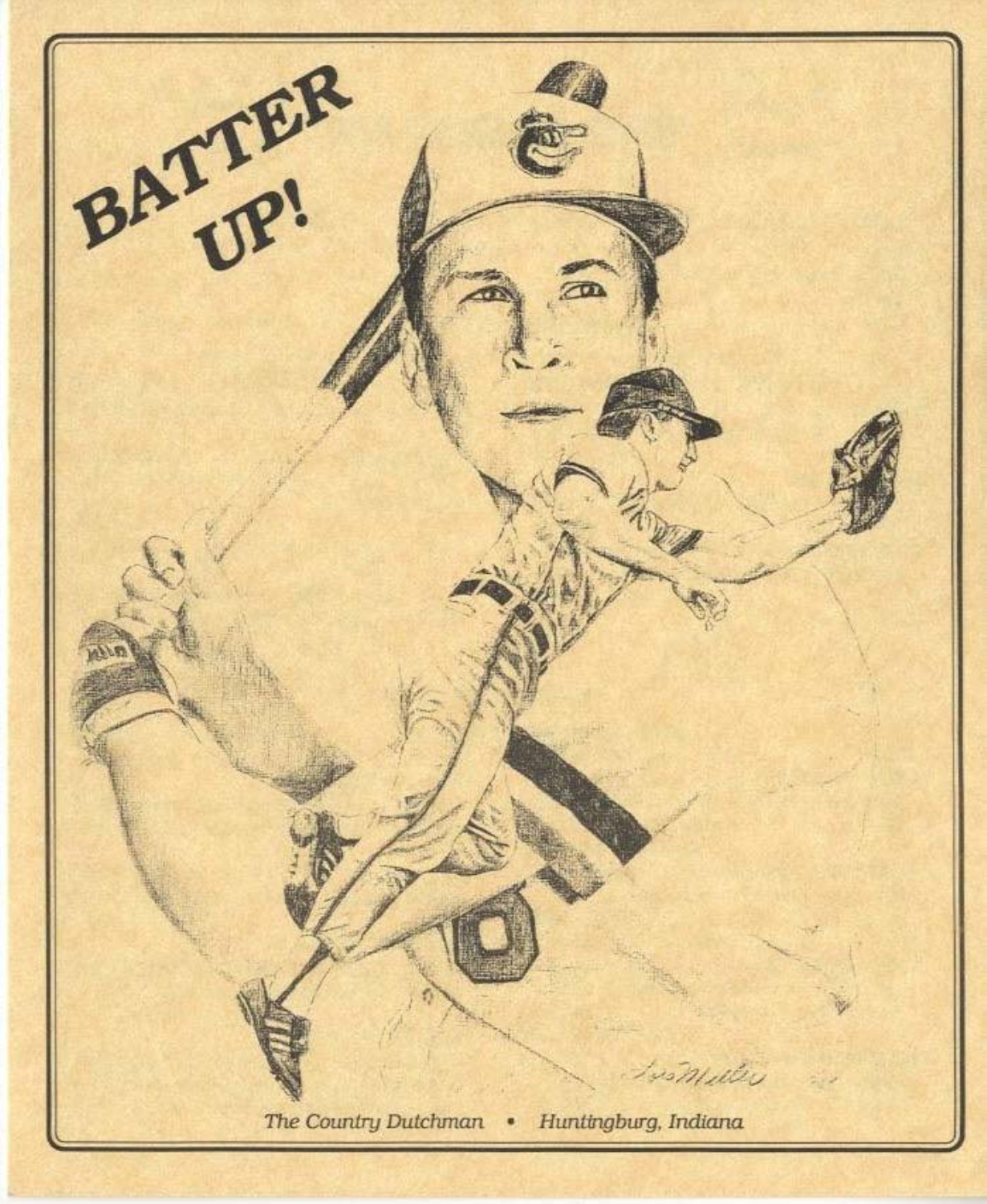# BATTER UP!

*The Country Dutchman • Huntingburg, Indiana*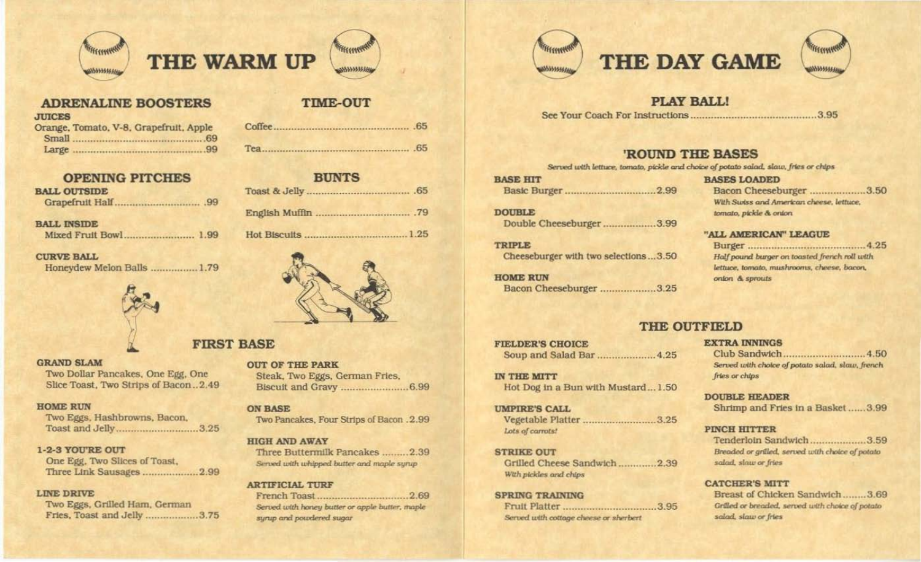# THE WARM UP

## ADRENALINE BOOSTERS

**JUICES**

Orange, Tomato, V-8, Grapefruit, Apple

- Small .69
- Large .99

## TIME-OUT

- Coffee .65
- Tea .65

## OPENING PITCHES

**BALL OUTSIDE**

Grapefruit Half .99

**BALL INSIDE**

Mixed Fruit Bowl 1.99

**CURVE BALL**

Honeydew Melon Balls 1.79

## BUNTS

- Toast & Jelly .65
- English Muffin .79
- Hot Biscuits 1.25

## FIRST BASE

**GRAND SLAM**

Two Dollar Pancakes, One Egg, One Slice Toast, Two Strips of Bacon 2.49

**HOME RUN**

Two Eggs, Hashbrowns, Bacon, Toast and Jelly 3.25

**1-2-3 YOU'RE OUT**

One Egg, Two Slices of Toast, Three Link Sausages 2.99

**LINE DRIVE**

Two Eggs, Grilled Ham, German Fries, Toast and Jelly 3.75

**OUT OF THE PARK**

Steak, Two Eggs, German Fries, Biscuit and Gravy 6.99

**ON BASE**

Two Pancakes, Four Strips of Bacon 2.99

**HIGH AND AWAY**

Three Buttermilk Pancakes 2.39

*Served with whipped butter and maple syrup*

**ARTIFICIAL TURF**

French Toast 2.69

*Served with honey butter or apple butter, maple syrup and powdered sugar*

# THE DAY GAME

## PLAY BALL!

See Your Coach For Instructions 3.95

## 'ROUND THE BASES

*Served with lettuce, tomato, pickle and choice of potato salad, slaw, fries or chips*

**BASE HIT**

Basic Burger 2.99

**DOUBLE**

Double Cheeseburger 3.99

**TRIPLE**

Cheeseburger with two selections 3.50

**HOME RUN**

Bacon Cheeseburger 3.25

**BASES LOADED**

Bacon Cheeseburger 3.50

*With Swiss and American cheese, lettuce, tomato, pickle & onion*

**"ALL AMERICAN" LEAGUE**

Burger 4.25

*Half pound burger on toasted french roll with lettuce, tomato, mushrooms, cheese, bacon, onion & sprouts*

## THE OUTFIELD

**FIELDER'S CHOICE**

Soup and Salad Bar 4.25

**IN THE MITT**

Hot Dog in a Bun with Mustard 1.50

**UMPIRE'S CALL**

Vegetable Platter 3.25

*Lots of carrots!*

**STRIKE OUT**

Grilled Cheese Sandwich 2.39

*With pickles and chips*

**SPRING TRAINING**

Fruit Platter 3.95

*Served with cottage cheese or sherbert*

**EXTRA INNINGS**

Club Sandwich 4.50

*Served with choice of potato salad, slaw, french fries or chips*

**DOUBLE HEADER**

Shrimp and Fries in a Basket 3.99

**PINCH HITTER**

Tenderloin Sandwich 3.59

*Breaded or grilled, served with choice of potato salad, slaw or fries*

**CATCHER'S MITT**

Breast of Chicken Sandwich 3.69

*Grilled or breaded, served with choice of potato salad, slaw or fries*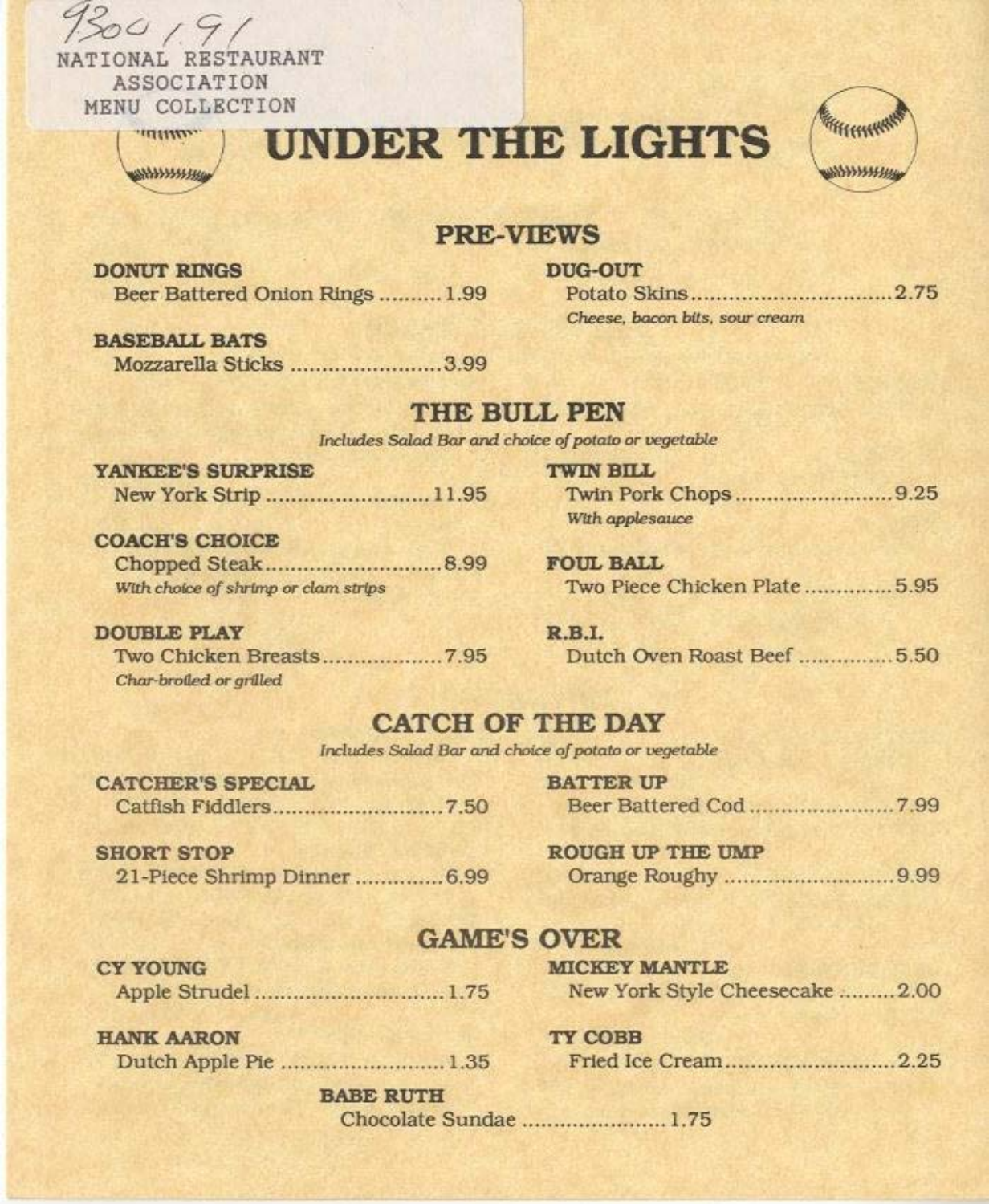9300 / 91
NATIONAL RESTAURANT ASSOCIATION MENU COLLECTION

# UNDER THE LIGHTS

## PRE-VIEWS

**DONUT RINGS**
Beer Battered Onion Rings .......... 1.99

**BASEBALL BATS**
Mozzarella Sticks ........................ 3.99

**DUG-OUT**
Potato Skins ................................ 2.75
*Cheese, bacon bits, sour cream*

## THE BULL PEN

*Includes Salad Bar and choice of potato or vegetable*

**YANKEE'S SURPRISE**
New York Strip ......................... 11.95

**COACH'S CHOICE**
Chopped Steak ............................ 8.99
*With choice of shrimp or clam strips*

**DOUBLE PLAY**
Two Chicken Breasts ................... 7.95
*Char-broiled or grilled*

**TWIN BILL**
Twin Pork Chops ......................... 9.25
*With applesauce*

**FOUL BALL**
Two Piece Chicken Plate .............. 5.95

**R.B.I.**
Dutch Oven Roast Beef ............... 5.50

## CATCH OF THE DAY

*Includes Salad Bar and choice of potato or vegetable*

**CATCHER'S SPECIAL**
Catfish Fiddlers ........................... 7.50

**SHORT STOP**
21-Piece Shrimp Dinner .............. 6.99

**BATTER UP**
Beer Battered Cod ....................... 7.99

**ROUGH UP THE UMP**
Orange Roughy ........................... 9.99

## GAME'S OVER

**CY YOUNG**
Apple Strudel .............................. 1.75

**HANK AARON**
Dutch Apple Pie .......................... 1.35

**MICKEY MANTLE**
New York Style Cheesecake ......... 2.00

**TY COBB**
Fried Ice Cream ........................... 2.25

**BABE RUTH**
Chocolate Sundae ....................... 1.75